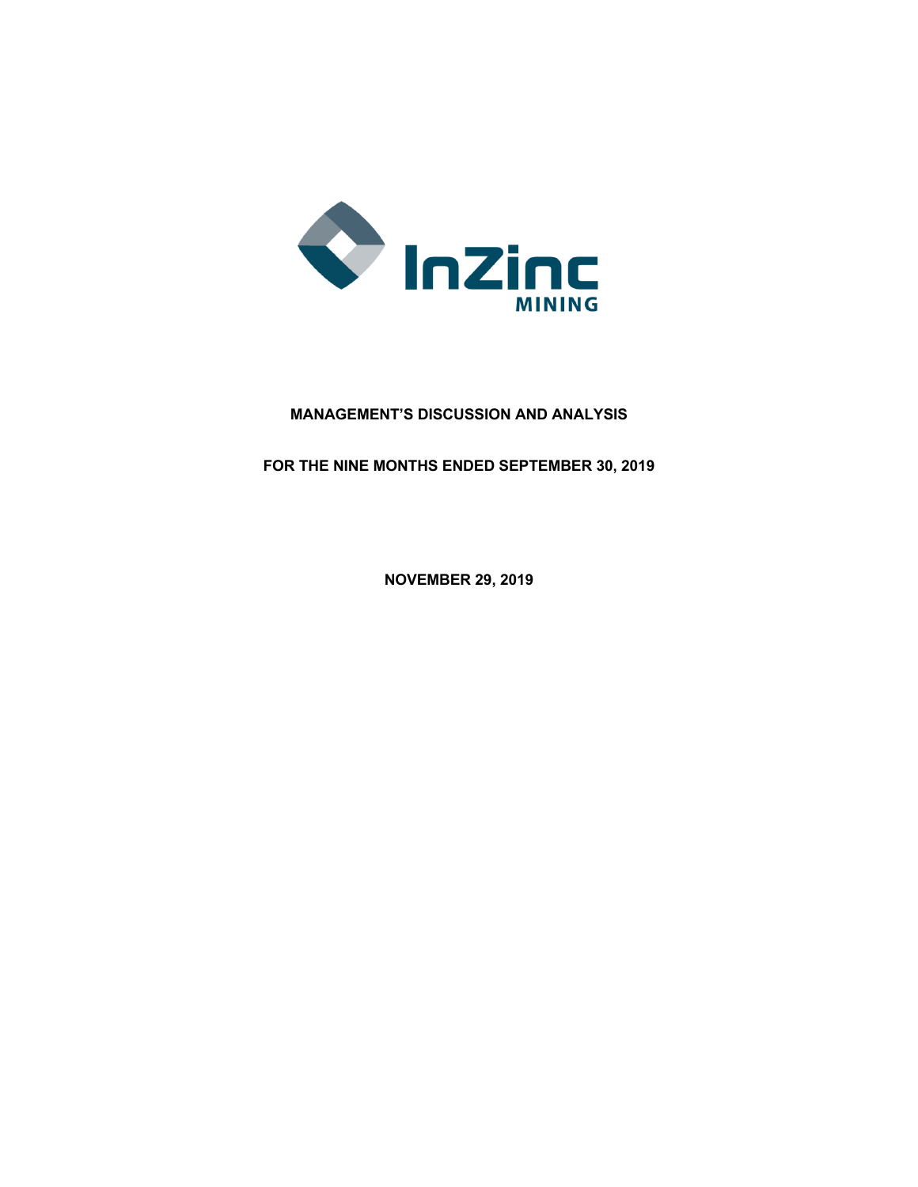InZinc MINING

**MANAGEMENT'S DISCUSSION AND ANALYSIS**

**FOR THE NINE MONTHS ENDED SEPTEMBER 30, 2019**

**NOVEMBER 29, 2019**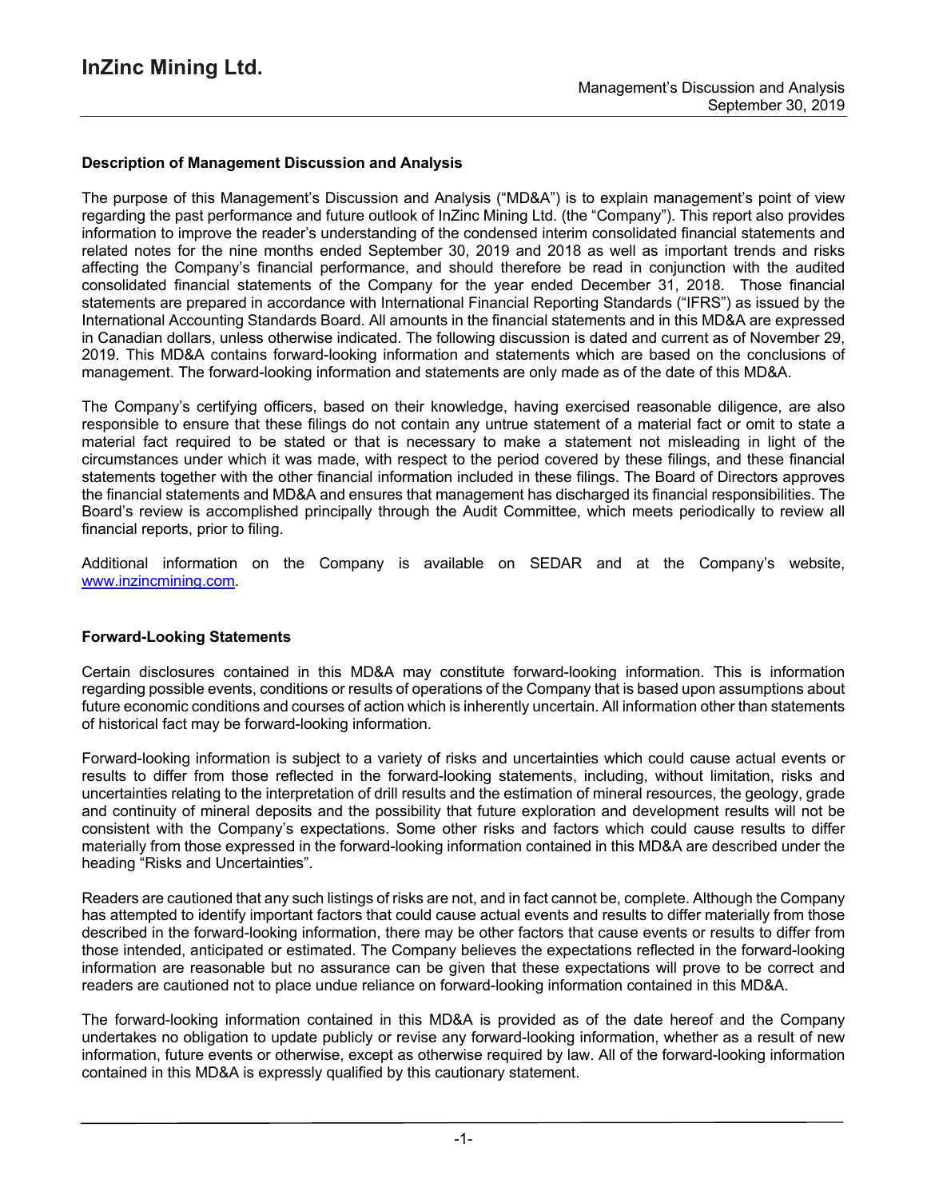### Description of Management Discussion and Analysis

The purpose of this Management's Discussion and Analysis ("MD&A") is to explain management's point of view regarding the past performance and future outlook of InZinc Mining Ltd. (the "Company"). This report also provides information to improve the reader's understanding of the condensed interim consolidated financial statements and related notes for the nine months ended September 30, 2019 and 2018 as well as important trends and risks affecting the Company's financial performance, and should therefore be read in conjunction with the audited consolidated financial statements of the Company for the year ended December 31, 2018. Those financial statements are prepared in accordance with International Financial Reporting Standards ("IFRS") as issued by the International Accounting Standards Board. All amounts in the financial statements and in this MD&A are expressed in Canadian dollars, unless otherwise indicated. The following discussion is dated and current as of November 29, 2019. This MD&A contains forward-looking information and statements which are based on the conclusions of management. The forward-looking information and statements are only made as of the date of this MD&A.

The Company's certifying officers, based on their knowledge, having exercised reasonable diligence, are also responsible to ensure that these filings do not contain any untrue statement of a material fact or omit to state a material fact required to be stated or that is necessary to make a statement not misleading in light of the circumstances under which it was made, with respect to the period covered by these filings, and these financial statements together with the other financial information included in these filings. The Board of Directors approves the financial statements and MD&A and ensures that management has discharged its financial responsibilities. The Board's review is accomplished principally through the Audit Committee, which meets periodically to review all financial reports, prior to filing.

Additional information on the Company is available on SEDAR and at the Company's website, [www.inzincmining.com](http://www.inzincmining.com).

### Forward-Looking Statements

Certain disclosures contained in this MD&A may constitute forward-looking information. This is information regarding possible events, conditions or results of operations of the Company that is based upon assumptions about future economic conditions and courses of action which is inherently uncertain. All information other than statements of historical fact may be forward-looking information.

Forward-looking information is subject to a variety of risks and uncertainties which could cause actual events or results to differ from those reflected in the forward-looking statements, including, without limitation, risks and uncertainties relating to the interpretation of drill results and the estimation of mineral resources, the geology, grade and continuity of mineral deposits and the possibility that future exploration and development results will not be consistent with the Company's expectations. Some other risks and factors which could cause results to differ materially from those expressed in the forward-looking information contained in this MD&A are described under the heading "Risks and Uncertainties".

Readers are cautioned that any such listings of risks are not, and in fact cannot be, complete. Although the Company has attempted to identify important factors that could cause actual events and results to differ materially from those described in the forward-looking information, there may be other factors that cause events or results to differ from those intended, anticipated or estimated. The Company believes the expectations reflected in the forward-looking information are reasonable but no assurance can be given that these expectations will prove to be correct and readers are cautioned not to place undue reliance on forward-looking information contained in this MD&A.

The forward-looking information contained in this MD&A is provided as of the date hereof and the Company undertakes no obligation to update publicly or revise any forward-looking information, whether as a result of new information, future events or otherwise, except as otherwise required by law. All of the forward-looking information contained in this MD&A is expressly qualified by this cautionary statement.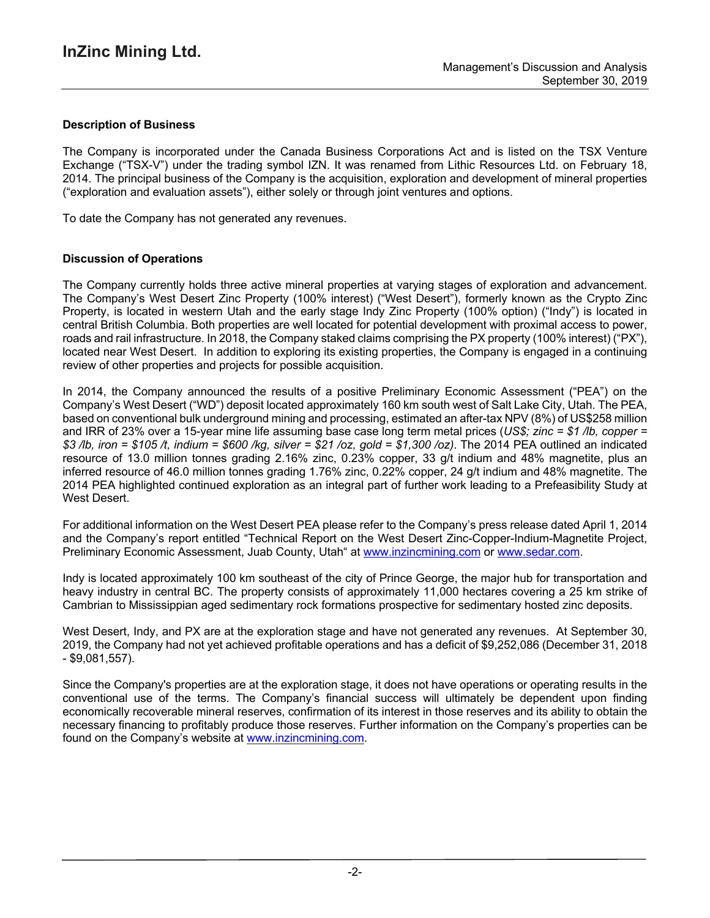## Description of Business

The Company is incorporated under the Canada Business Corporations Act and is listed on the TSX Venture Exchange ("TSX-V") under the trading symbol IZN. It was renamed from Lithic Resources Ltd. on February 18, 2014. The principal business of the Company is the acquisition, exploration and development of mineral properties ("exploration and evaluation assets"), either solely or through joint ventures and options.

To date the Company has not generated any revenues.

## Discussion of Operations

The Company currently holds three active mineral properties at varying stages of exploration and advancement. The Company's West Desert Zinc Property (100% interest) ("West Desert"), formerly known as the Crypto Zinc Property, is located in western Utah and the early stage Indy Zinc Property (100% option) ("Indy") is located in central British Columbia. Both properties are well located for potential development with proximal access to power, roads and rail infrastructure. In 2018, the Company staked claims comprising the PX property (100% interest) ("PX"), located near West Desert. In addition to exploring its existing properties, the Company is engaged in a continuing review of other properties and projects for possible acquisition.

In 2014, the Company announced the results of a positive Preliminary Economic Assessment ("PEA") on the Company's West Desert ("WD") deposit located approximately 160 km south west of Salt Lake City, Utah. The PEA, based on conventional bulk underground mining and processing, estimated an after-tax NPV (8%) of US$258 million and IRR of 23% over a 15-year mine life assuming base case long term metal prices (*US$; zinc = $1 /lb, copper = $3 /lb, iron = $105 /t, indium = $600 /kg, silver = $21 /oz, gold = $1,300 /oz)*. The 2014 PEA outlined an indicated resource of 13.0 million tonnes grading 2.16% zinc, 0.23% copper, 33 g/t indium and 48% magnetite, plus an inferred resource of 46.0 million tonnes grading 1.76% zinc, 0.22% copper, 24 g/t indium and 48% magnetite. The 2014 PEA highlighted continued exploration as an integral part of further work leading to a Prefeasibility Study at West Desert.

For additional information on the West Desert PEA please refer to the Company's press release dated April 1, 2014 and the Company's report entitled "Technical Report on the West Desert Zinc-Copper-Indium-Magnetite Project, Preliminary Economic Assessment, Juab County, Utah" at www.inzincmining.com or www.sedar.com.

Indy is located approximately 100 km southeast of the city of Prince George, the major hub for transportation and heavy industry in central BC. The property consists of approximately 11,000 hectares covering a 25 km strike of Cambrian to Mississippian aged sedimentary rock formations prospective for sedimentary hosted zinc deposits.

West Desert, Indy, and PX are at the exploration stage and have not generated any revenues. At September 30, 2019, the Company had not yet achieved profitable operations and has a deficit of $9,252,086 (December 31, 2018 - $9,081,557).

Since the Company's properties are at the exploration stage, it does not have operations or operating results in the conventional use of the terms. The Company's financial success will ultimately be dependent upon finding economically recoverable mineral reserves, confirmation of its interest in those reserves and its ability to obtain the necessary financing to profitably produce those reserves. Further information on the Company's properties can be found on the Company's website at www.inzincmining.com.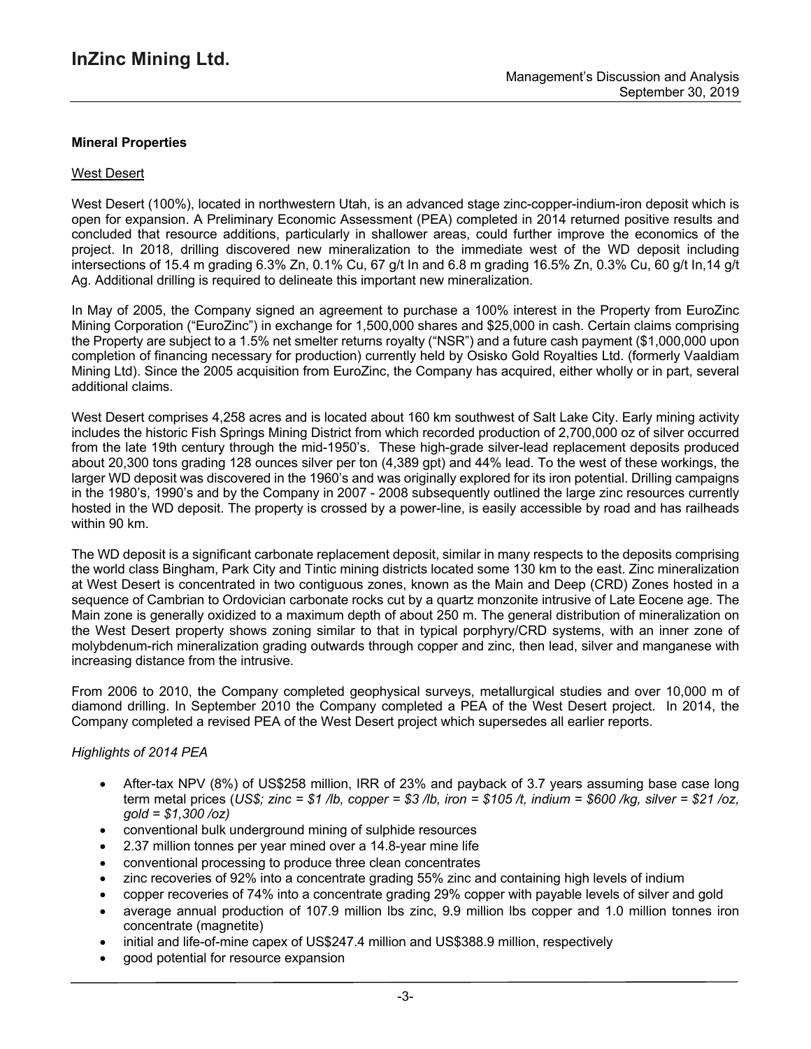## Mineral Properties

### West Desert

West Desert (100%), located in northwestern Utah, is an advanced stage zinc-copper-indium-iron deposit which is open for expansion. A Preliminary Economic Assessment (PEA) completed in 2014 returned positive results and concluded that resource additions, particularly in shallower areas, could further improve the economics of the project. In 2018, drilling discovered new mineralization to the immediate west of the WD deposit including intersections of 15.4 m grading 6.3% Zn, 0.1% Cu, 67 g/t In and 6.8 m grading 16.5% Zn, 0.3% Cu, 60 g/t In,14 g/t Ag. Additional drilling is required to delineate this important new mineralization.

In May of 2005, the Company signed an agreement to purchase a 100% interest in the Property from EuroZinc Mining Corporation ("EuroZinc") in exchange for 1,500,000 shares and $25,000 in cash. Certain claims comprising the Property are subject to a 1.5% net smelter returns royalty ("NSR") and a future cash payment ($1,000,000 upon completion of financing necessary for production) currently held by Osisko Gold Royalties Ltd. (formerly Vaaldiam Mining Ltd). Since the 2005 acquisition from EuroZinc, the Company has acquired, either wholly or in part, several additional claims.

West Desert comprises 4,258 acres and is located about 160 km southwest of Salt Lake City. Early mining activity includes the historic Fish Springs Mining District from which recorded production of 2,700,000 oz of silver occurred from the late 19th century through the mid-1950's. These high-grade silver-lead replacement deposits produced about 20,300 tons grading 128 ounces silver per ton (4,389 gpt) and 44% lead. To the west of these workings, the larger WD deposit was discovered in the 1960's and was originally explored for its iron potential. Drilling campaigns in the 1980's, 1990's and by the Company in 2007 - 2008 subsequently outlined the large zinc resources currently hosted in the WD deposit. The property is crossed by a power-line, is easily accessible by road and has railheads within 90 km.

The WD deposit is a significant carbonate replacement deposit, similar in many respects to the deposits comprising the world class Bingham, Park City and Tintic mining districts located some 130 km to the east. Zinc mineralization at West Desert is concentrated in two contiguous zones, known as the Main and Deep (CRD) Zones hosted in a sequence of Cambrian to Ordovician carbonate rocks cut by a quartz monzonite intrusive of Late Eocene age. The Main zone is generally oxidized to a maximum depth of about 250 m. The general distribution of mineralization on the West Desert property shows zoning similar to that in typical porphyry/CRD systems, with an inner zone of molybdenum-rich mineralization grading outwards through copper and zinc, then lead, silver and manganese with increasing distance from the intrusive.

From 2006 to 2010, the Company completed geophysical surveys, metallurgical studies and over 10,000 m of diamond drilling. In September 2010 the Company completed a PEA of the West Desert project. In 2014, the Company completed a revised PEA of the West Desert project which supersedes all earlier reports.

*Highlights of 2014 PEA*

- After-tax NPV (8%) of US$258 million, IRR of 23% and payback of 3.7 years assuming base case long term metal prices (*US$; zinc = $1 /lb, copper = $3 /lb, iron = $105 /t, indium = $600 /kg, silver = $21 /oz, gold = $1,300 /oz)*
- conventional bulk underground mining of sulphide resources
- 2.37 million tonnes per year mined over a 14.8-year mine life
- conventional processing to produce three clean concentrates
- zinc recoveries of 92% into a concentrate grading 55% zinc and containing high levels of indium
- copper recoveries of 74% into a concentrate grading 29% copper with payable levels of silver and gold
- average annual production of 107.9 million lbs zinc, 9.9 million lbs copper and 1.0 million tonnes iron concentrate (magnetite)
- initial and life-of-mine capex of US$247.4 million and US$388.9 million, respectively
- good potential for resource expansion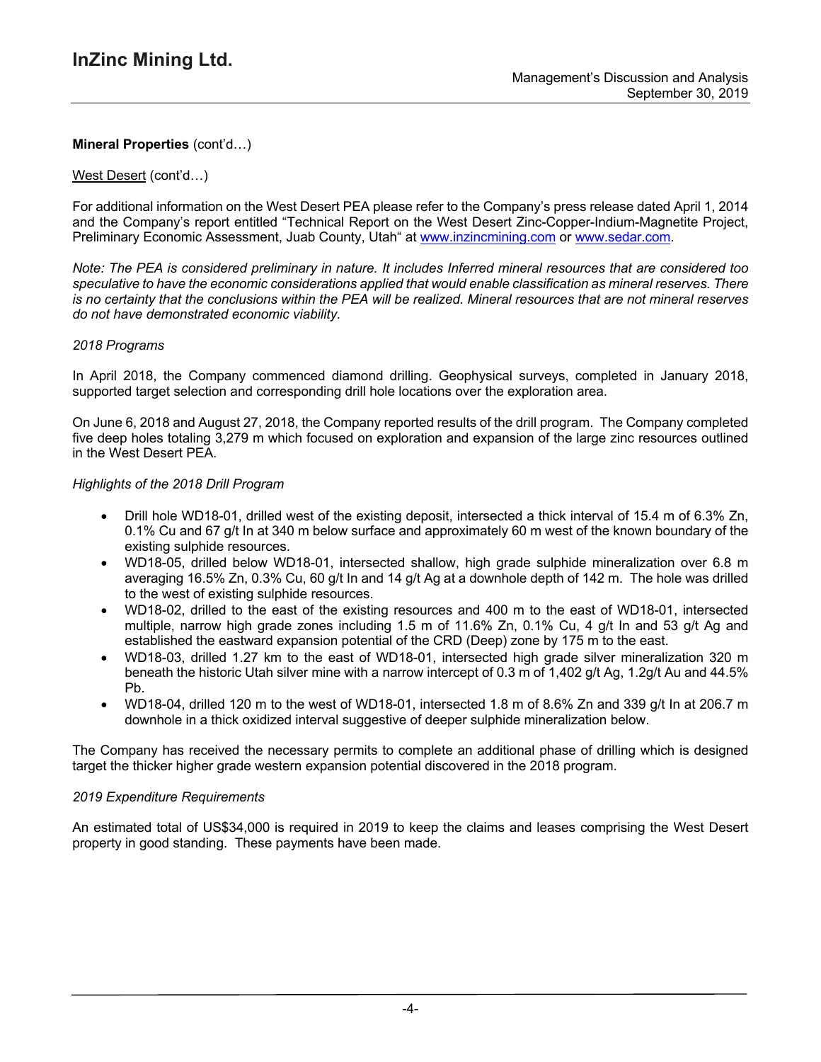**Mineral Properties** (cont'd…)

West Desert (cont'd…)

For additional information on the West Desert PEA please refer to the Company's press release dated April 1, 2014 and the Company's report entitled "Technical Report on the West Desert Zinc-Copper-Indium-Magnetite Project, Preliminary Economic Assessment, Juab County, Utah" at www.inzincmining.com or www.sedar.com.

*Note: The PEA is considered preliminary in nature. It includes Inferred mineral resources that are considered too speculative to have the economic considerations applied that would enable classification as mineral reserves. There is no certainty that the conclusions within the PEA will be realized. Mineral resources that are not mineral reserves do not have demonstrated economic viability.*

*2018 Programs*

In April 2018, the Company commenced diamond drilling. Geophysical surveys, completed in January 2018, supported target selection and corresponding drill hole locations over the exploration area.

On June 6, 2018 and August 27, 2018, the Company reported results of the drill program. The Company completed five deep holes totaling 3,279 m which focused on exploration and expansion of the large zinc resources outlined in the West Desert PEA.

*Highlights of the 2018 Drill Program*

- Drill hole WD18-01, drilled west of the existing deposit, intersected a thick interval of 15.4 m of 6.3% Zn, 0.1% Cu and 67 g/t In at 340 m below surface and approximately 60 m west of the known boundary of the existing sulphide resources.
- WD18-05, drilled below WD18-01, intersected shallow, high grade sulphide mineralization over 6.8 m averaging 16.5% Zn, 0.3% Cu, 60 g/t In and 14 g/t Ag at a downhole depth of 142 m. The hole was drilled to the west of existing sulphide resources.
- WD18-02, drilled to the east of the existing resources and 400 m to the east of WD18-01, intersected multiple, narrow high grade zones including 1.5 m of 11.6% Zn, 0.1% Cu, 4 g/t In and 53 g/t Ag and established the eastward expansion potential of the CRD (Deep) zone by 175 m to the east.
- WD18-03, drilled 1.27 km to the east of WD18-01, intersected high grade silver mineralization 320 m beneath the historic Utah silver mine with a narrow intercept of 0.3 m of 1,402 g/t Ag, 1.2g/t Au and 44.5% Pb.
- WD18-04, drilled 120 m to the west of WD18-01, intersected 1.8 m of 8.6% Zn and 339 g/t In at 206.7 m downhole in a thick oxidized interval suggestive of deeper sulphide mineralization below.

The Company has received the necessary permits to complete an additional phase of drilling which is designed target the thicker higher grade western expansion potential discovered in the 2018 program.

*2019 Expenditure Requirements*

An estimated total of US$34,000 is required in 2019 to keep the claims and leases comprising the West Desert property in good standing. These payments have been made.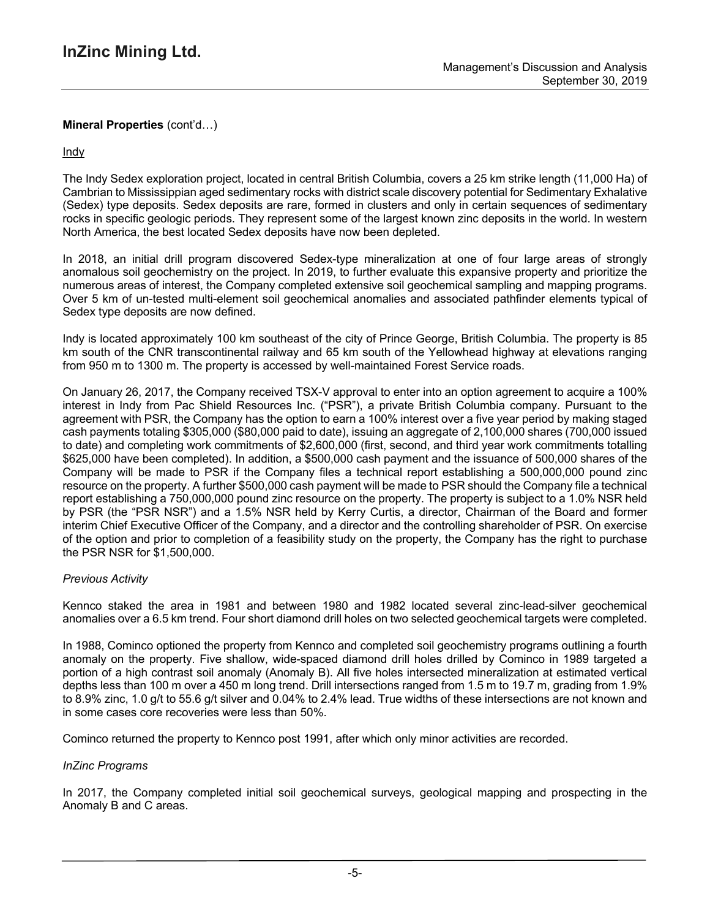**Mineral Properties** (cont'd…)

Indy

The Indy Sedex exploration project, located in central British Columbia, covers a 25 km strike length (11,000 Ha) of Cambrian to Mississippian aged sedimentary rocks with district scale discovery potential for Sedimentary Exhalative (Sedex) type deposits. Sedex deposits are rare, formed in clusters and only in certain sequences of sedimentary rocks in specific geologic periods. They represent some of the largest known zinc deposits in the world. In western North America, the best located Sedex deposits have now been depleted.

In 2018, an initial drill program discovered Sedex-type mineralization at one of four large areas of strongly anomalous soil geochemistry on the project. In 2019, to further evaluate this expansive property and prioritize the numerous areas of interest, the Company completed extensive soil geochemical sampling and mapping programs. Over 5 km of un-tested multi-element soil geochemical anomalies and associated pathfinder elements typical of Sedex type deposits are now defined.

Indy is located approximately 100 km southeast of the city of Prince George, British Columbia. The property is 85 km south of the CNR transcontinental railway and 65 km south of the Yellowhead highway at elevations ranging from 950 m to 1300 m. The property is accessed by well-maintained Forest Service roads.

On January 26, 2017, the Company received TSX-V approval to enter into an option agreement to acquire a 100% interest in Indy from Pac Shield Resources Inc. ("PSR"), a private British Columbia company. Pursuant to the agreement with PSR, the Company has the option to earn a 100% interest over a five year period by making staged cash payments totaling $305,000 ($80,000 paid to date), issuing an aggregate of 2,100,000 shares (700,000 issued to date) and completing work commitments of $2,600,000 (first, second, and third year work commitments totalling $625,000 have been completed). In addition, a $500,000 cash payment and the issuance of 500,000 shares of the Company will be made to PSR if the Company files a technical report establishing a 500,000,000 pound zinc resource on the property. A further $500,000 cash payment will be made to PSR should the Company file a technical report establishing a 750,000,000 pound zinc resource on the property. The property is subject to a 1.0% NSR held by PSR (the "PSR NSR") and a 1.5% NSR held by Kerry Curtis, a director, Chairman of the Board and former interim Chief Executive Officer of the Company, and a director and the controlling shareholder of PSR. On exercise of the option and prior to completion of a feasibility study on the property, the Company has the right to purchase the PSR NSR for $1,500,000.

*Previous Activity*

Kennco staked the area in 1981 and between 1980 and 1982 located several zinc-lead-silver geochemical anomalies over a 6.5 km trend. Four short diamond drill holes on two selected geochemical targets were completed.

In 1988, Cominco optioned the property from Kennco and completed soil geochemistry programs outlining a fourth anomaly on the property. Five shallow, wide-spaced diamond drill holes drilled by Cominco in 1989 targeted a portion of a high contrast soil anomaly (Anomaly B). All five holes intersected mineralization at estimated vertical depths less than 100 m over a 450 m long trend. Drill intersections ranged from 1.5 m to 19.7 m, grading from 1.9% to 8.9% zinc, 1.0 g/t to 55.6 g/t silver and 0.04% to 2.4% lead. True widths of these intersections are not known and in some cases core recoveries were less than 50%.

Cominco returned the property to Kennco post 1991, after which only minor activities are recorded.

*InZinc Programs*

In 2017, the Company completed initial soil geochemical surveys, geological mapping and prospecting in the Anomaly B and C areas.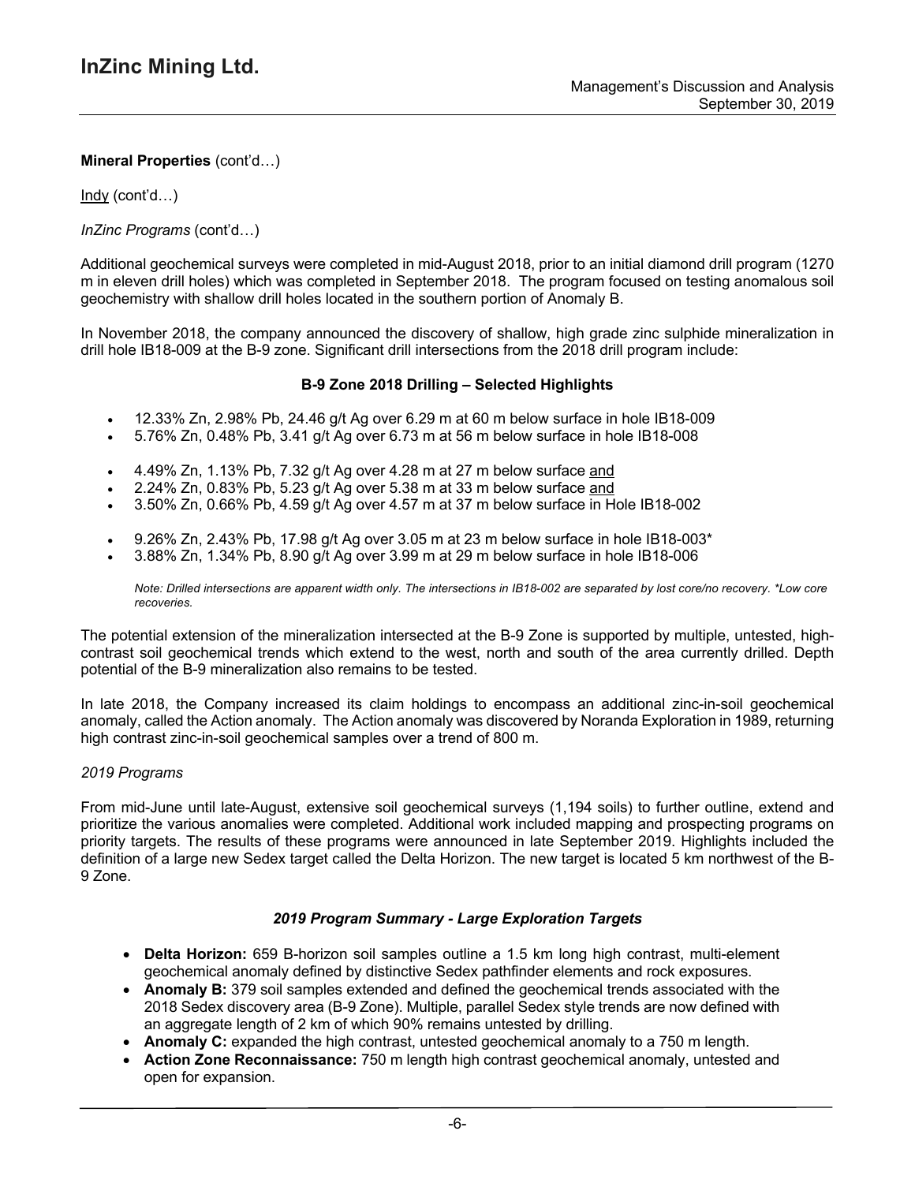**Mineral Properties** (cont'd…)

Indy (cont'd…)

*InZinc Programs* (cont'd…)

Additional geochemical surveys were completed in mid-August 2018, prior to an initial diamond drill program (1270 m in eleven drill holes) which was completed in September 2018. The program focused on testing anomalous soil geochemistry with shallow drill holes located in the southern portion of Anomaly B.

In November 2018, the company announced the discovery of shallow, high grade zinc sulphide mineralization in drill hole IB18-009 at the B-9 zone. Significant drill intersections from the 2018 drill program include:

**B-9 Zone 2018 Drilling – Selected Highlights**

- 12.33% Zn, 2.98% Pb, 24.46 g/t Ag over 6.29 m at 60 m below surface in hole IB18-009
- 5.76% Zn, 0.48% Pb, 3.41 g/t Ag over 6.73 m at 56 m below surface in hole IB18-008

- 4.49% Zn, 1.13% Pb, 7.32 g/t Ag over 4.28 m at 27 m below surface and
- 2.24% Zn, 0.83% Pb, 5.23 g/t Ag over 5.38 m at 33 m below surface and
- 3.50% Zn, 0.66% Pb, 4.59 g/t Ag over 4.57 m at 37 m below surface in Hole IB18-002

- 9.26% Zn, 2.43% Pb, 17.98 g/t Ag over 3.05 m at 23 m below surface in hole IB18-003*
- 3.88% Zn, 1.34% Pb, 8.90 g/t Ag over 3.99 m at 29 m below surface in hole IB18-006

*Note: Drilled intersections are apparent width only. The intersections in IB18-002 are separated by lost core/no recovery. *Low core recoveries.*

The potential extension of the mineralization intersected at the B-9 Zone is supported by multiple, untested, high-contrast soil geochemical trends which extend to the west, north and south of the area currently drilled. Depth potential of the B-9 mineralization also remains to be tested.

In late 2018, the Company increased its claim holdings to encompass an additional zinc-in-soil geochemical anomaly, called the Action anomaly. The Action anomaly was discovered by Noranda Exploration in 1989, returning high contrast zinc-in-soil geochemical samples over a trend of 800 m.

*2019 Programs*

From mid-June until late-August, extensive soil geochemical surveys (1,194 soils) to further outline, extend and prioritize the various anomalies were completed. Additional work included mapping and prospecting programs on priority targets. The results of these programs were announced in late September 2019. Highlights included the definition of a large new Sedex target called the Delta Horizon. The new target is located 5 km northwest of the B-9 Zone.

***2019 Program Summary - Large Exploration Targets***

- **Delta Horizon:** 659 B-horizon soil samples outline a 1.5 km long high contrast, multi-element geochemical anomaly defined by distinctive Sedex pathfinder elements and rock exposures.
- **Anomaly B:** 379 soil samples extended and defined the geochemical trends associated with the 2018 Sedex discovery area (B-9 Zone). Multiple, parallel Sedex style trends are now defined with an aggregate length of 2 km of which 90% remains untested by drilling.
- **Anomaly C:** expanded the high contrast, untested geochemical anomaly to a 750 m length.
- **Action Zone Reconnaissance:** 750 m length high contrast geochemical anomaly, untested and open for expansion.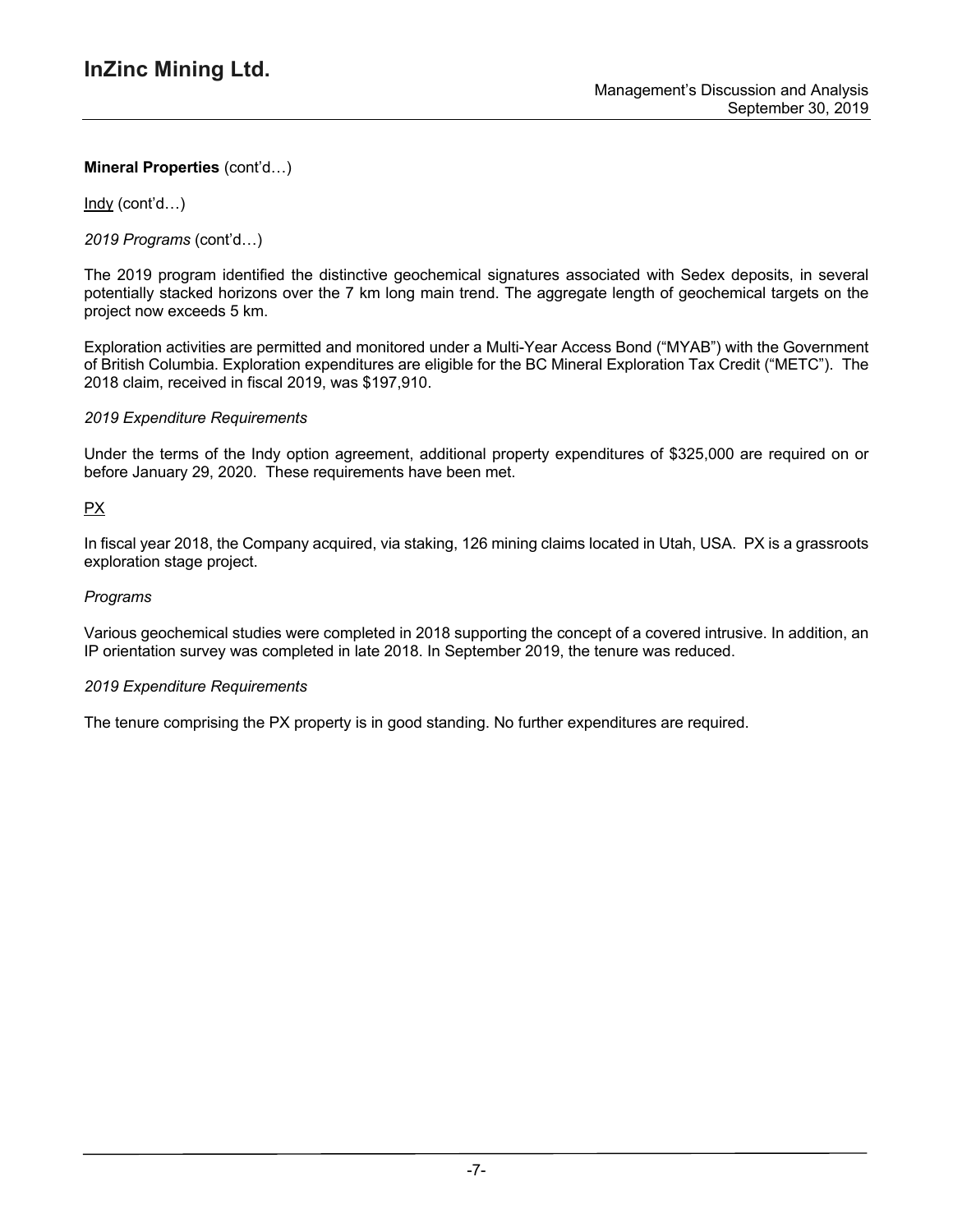**Mineral Properties** (cont'd…)

Indy (cont'd…)

*2019 Programs* (cont'd…)

The 2019 program identified the distinctive geochemical signatures associated with Sedex deposits, in several potentially stacked horizons over the 7 km long main trend. The aggregate length of geochemical targets on the project now exceeds 5 km.

Exploration activities are permitted and monitored under a Multi-Year Access Bond ("MYAB") with the Government of British Columbia. Exploration expenditures are eligible for the BC Mineral Exploration Tax Credit ("METC"). The 2018 claim, received in fiscal 2019, was $197,910.

*2019 Expenditure Requirements*

Under the terms of the Indy option agreement, additional property expenditures of $325,000 are required on or before January 29, 2020. These requirements have been met.

PX

In fiscal year 2018, the Company acquired, via staking, 126 mining claims located in Utah, USA. PX is a grassroots exploration stage project.

*Programs*

Various geochemical studies were completed in 2018 supporting the concept of a covered intrusive. In addition, an IP orientation survey was completed in late 2018. In September 2019, the tenure was reduced.

*2019 Expenditure Requirements*

The tenure comprising the PX property is in good standing. No further expenditures are required.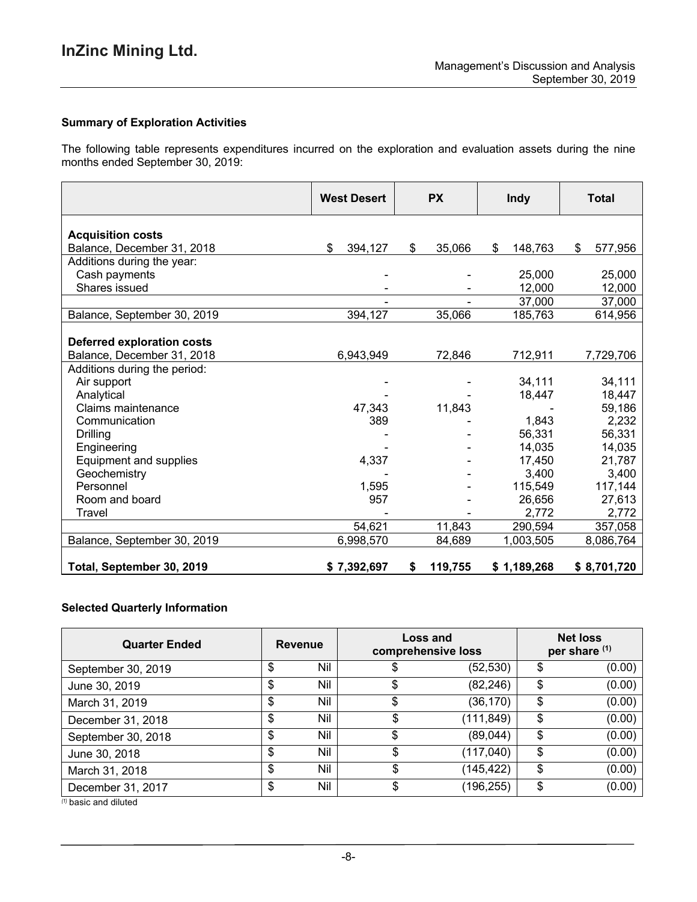## Summary of Exploration Activities

The following table represents expenditures incurred on the exploration and evaluation assets during the nine months ended September 30, 2019:

| | West Desert | PX | Indy | Total |
|---|---|---|---|---|
| **Acquisition costs** | | | | |
| Balance, December 31, 2018 | $ 394,127 | $ 35,066 | $ 148,763 | $ 577,956 |
| Additions during the year: | | | | |
| Cash payments | - | - | 25,000 | 25,000 |
| Shares issued | - | - | 12,000 | 12,000 |
| | - | - | 37,000 | 37,000 |
| Balance, September 30, 2019 | 394,127 | 35,066 | 185,763 | 614,956 |
| **Deferred exploration costs** | | | | |
| Balance, December 31, 2018 | 6,943,949 | 72,846 | 712,911 | 7,729,706 |
| Additions during the period: | | | | |
| Air support | - | - | 34,111 | 34,111 |
| Analytical | - | - | 18,447 | 18,447 |
| Claims maintenance | 47,343 | 11,843 | - | 59,186 |
| Communication | 389 | - | 1,843 | 2,232 |
| Drilling | - | - | 56,331 | 56,331 |
| Engineering | - | - | 14,035 | 14,035 |
| Equipment and supplies | 4,337 | - | 17,450 | 21,787 |
| Geochemistry | - | - | 3,400 | 3,400 |
| Personnel | 1,595 | - | 115,549 | 117,144 |
| Room and board | 957 | - | 26,656 | 27,613 |
| Travel | - | - | 2,772 | 2,772 |
| | 54,621 | 11,843 | 290,594 | 357,058 |
| Balance, September 30, 2019 | 6,998,570 | 84,689 | 1,003,505 | 8,086,764 |
| **Total, September 30, 2019** | **$ 7,392,697** | **$ 119,755** | **$ 1,189,268** | **$ 8,701,720** |

## Selected Quarterly Information

| Quarter Ended | Revenue | Loss and comprehensive loss | Net loss per share [(1)] |
|---|---|---|---|
| September 30, 2019 | $ Nil | $ (52,530) | $ (0.00) |
| June 30, 2019 | $ Nil | $ (82,246) | $ (0.00) |
| March 31, 2019 | $ Nil | $ (36,170) | $ (0.00) |
| December 31, 2018 | $ Nil | $ (111,849) | $ (0.00) |
| September 30, 2018 | $ Nil | $ (89,044) | $ (0.00) |
| June 30, 2018 | $ Nil | $ (117,040) | $ (0.00) |
| March 31, 2018 | $ Nil | $ (145,422) | $ (0.00) |
| December 31, 2017 | $ Nil | $ (196,255) | $ (0.00) |

[(1)] basic and diluted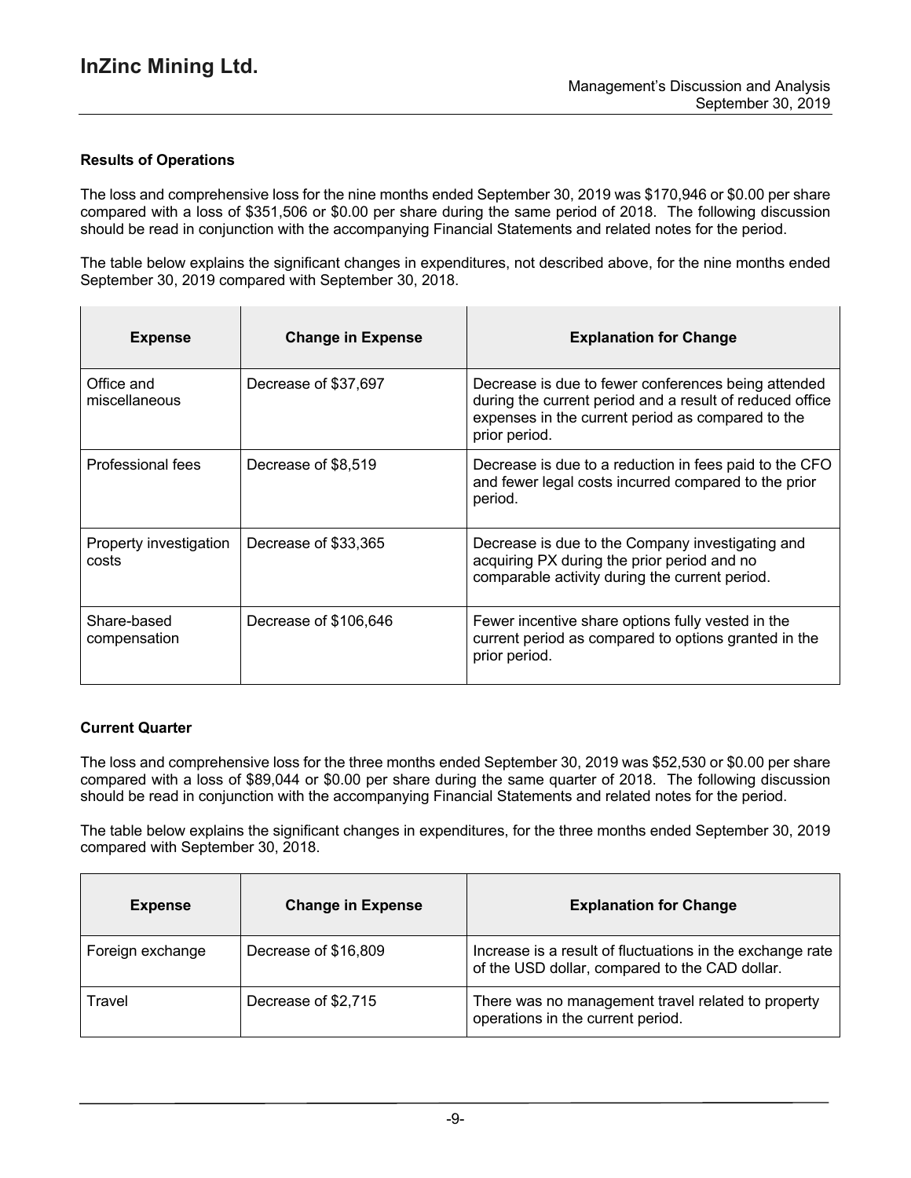### Results of Operations

The loss and comprehensive loss for the nine months ended September 30, 2019 was $170,946 or $0.00 per share compared with a loss of $351,506 or $0.00 per share during the same period of 2018. The following discussion should be read in conjunction with the accompanying Financial Statements and related notes for the period.

The table below explains the significant changes in expenditures, not described above, for the nine months ended September 30, 2019 compared with September 30, 2018.

| Expense | Change in Expense | Explanation for Change |
|---|---|---|
| Office and miscellaneous | Decrease of $37,697 | Decrease is due to fewer conferences being attended during the current period and a result of reduced office expenses in the current period as compared to the prior period. |
| Professional fees | Decrease of $8,519 | Decrease is due to a reduction in fees paid to the CFO and fewer legal costs incurred compared to the prior period. |
| Property investigation costs | Decrease of $33,365 | Decrease is due to the Company investigating and acquiring PX during the prior period and no comparable activity during the current period. |
| Share-based compensation | Decrease of $106,646 | Fewer incentive share options fully vested in the current period as compared to options granted in the prior period. |

### Current Quarter

The loss and comprehensive loss for the three months ended September 30, 2019 was $52,530 or $0.00 per share compared with a loss of $89,044 or $0.00 per share during the same quarter of 2018. The following discussion should be read in conjunction with the accompanying Financial Statements and related notes for the period.

The table below explains the significant changes in expenditures, for the three months ended September 30, 2019 compared with September 30, 2018.

| Expense | Change in Expense | Explanation for Change |
|---|---|---|
| Foreign exchange | Decrease of $16,809 | Increase is a result of fluctuations in the exchange rate of the USD dollar, compared to the CAD dollar. |
| Travel | Decrease of $2,715 | There was no management travel related to property operations in the current period. |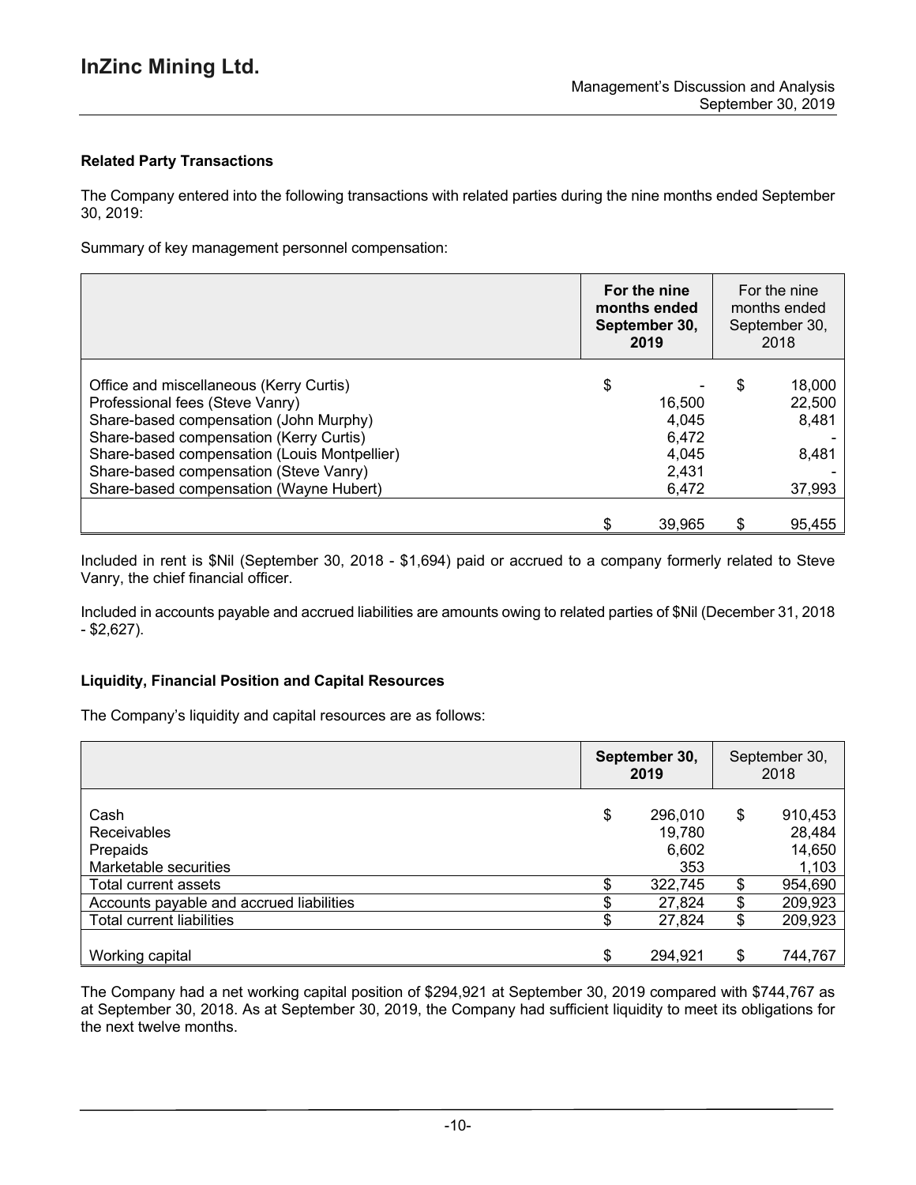## Related Party Transactions

The Company entered into the following transactions with related parties during the nine months ended September 30, 2019:

Summary of key management personnel compensation:

| | For the nine months ended September 30, 2019 | For the nine months ended September 30, 2018 |
|---|---|---|
| Office and miscellaneous (Kerry Curtis) | $ - | $ 18,000 |
| Professional fees (Steve Vanry) | 16,500 | 22,500 |
| Share-based compensation (John Murphy) | 4,045 | 8,481 |
| Share-based compensation (Kerry Curtis) | 6,472 | - |
| Share-based compensation (Louis Montpellier) | 4,045 | 8,481 |
| Share-based compensation (Steve Vanry) | 2,431 | - |
| Share-based compensation (Wayne Hubert) | 6,472 | 37,993 |
| | $ 39,965 | $ 95,455 |

Included in rent is $Nil (September 30, 2018 - $1,694) paid or accrued to a company formerly related to Steve Vanry, the chief financial officer.

Included in accounts payable and accrued liabilities are amounts owing to related parties of $Nil (December 31, 2018 - $2,627).

## Liquidity, Financial Position and Capital Resources

The Company's liquidity and capital resources are as follows:

| | September 30, 2019 | September 30, 2018 |
|---|---|---|
| Cash | $ 296,010 | $ 910,453 |
| Receivables | 19,780 | 28,484 |
| Prepaids | 6,602 | 14,650 |
| Marketable securities | 353 | 1,103 |
| Total current assets | $ 322,745 | $ 954,690 |
| Accounts payable and accrued liabilities | $ 27,824 | $ 209,923 |
| Total current liabilities | $ 27,824 | $ 209,923 |
| Working capital | $ 294,921 | $ 744,767 |

The Company had a net working capital position of $294,921 at September 30, 2019 compared with $744,767 as at September 30, 2018. As at September 30, 2019, the Company had sufficient liquidity to meet its obligations for the next twelve months.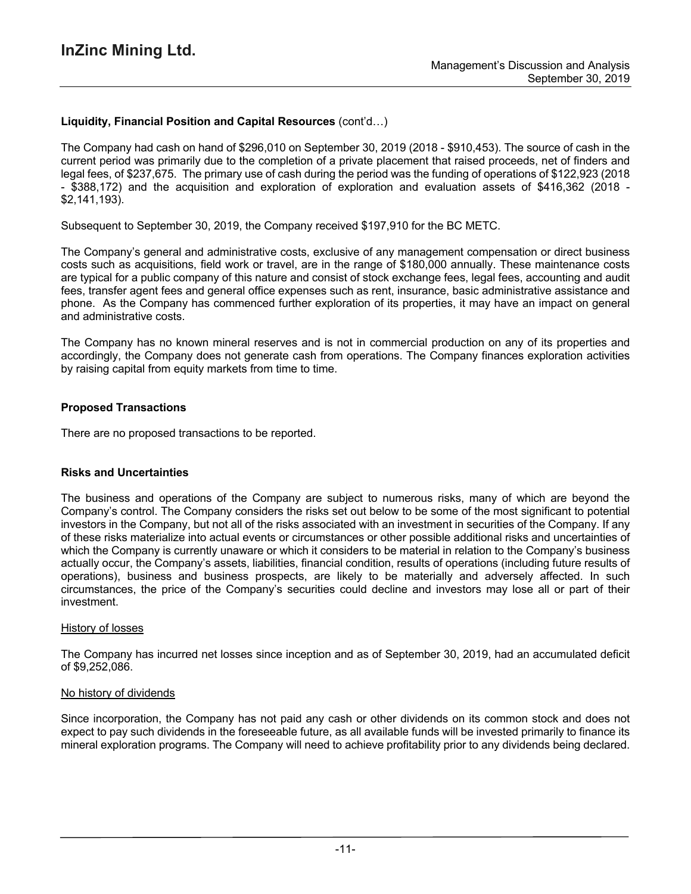## Liquidity, Financial Position and Capital Resources (cont'd…)

The Company had cash on hand of $296,010 on September 30, 2019 (2018 - $910,453). The source of cash in the current period was primarily due to the completion of a private placement that raised proceeds, net of finders and legal fees, of $237,675. The primary use of cash during the period was the funding of operations of $122,923 (2018 - $388,172) and the acquisition and exploration of exploration and evaluation assets of $416,362 (2018 - $2,141,193).

Subsequent to September 30, 2019, the Company received $197,910 for the BC METC.

The Company's general and administrative costs, exclusive of any management compensation or direct business costs such as acquisitions, field work or travel, are in the range of $180,000 annually. These maintenance costs are typical for a public company of this nature and consist of stock exchange fees, legal fees, accounting and audit fees, transfer agent fees and general office expenses such as rent, insurance, basic administrative assistance and phone. As the Company has commenced further exploration of its properties, it may have an impact on general and administrative costs.

The Company has no known mineral reserves and is not in commercial production on any of its properties and accordingly, the Company does not generate cash from operations. The Company finances exploration activities by raising capital from equity markets from time to time.

## Proposed Transactions

There are no proposed transactions to be reported.

## Risks and Uncertainties

The business and operations of the Company are subject to numerous risks, many of which are beyond the Company's control. The Company considers the risks set out below to be some of the most significant to potential investors in the Company, but not all of the risks associated with an investment in securities of the Company. If any of these risks materialize into actual events or circumstances or other possible additional risks and uncertainties of which the Company is currently unaware or which it considers to be material in relation to the Company's business actually occur, the Company's assets, liabilities, financial condition, results of operations (including future results of operations), business and business prospects, are likely to be materially and adversely affected. In such circumstances, the price of the Company's securities could decline and investors may lose all or part of their investment.

### History of losses

The Company has incurred net losses since inception and as of September 30, 2019, had an accumulated deficit of $9,252,086.

### No history of dividends

Since incorporation, the Company has not paid any cash or other dividends on its common stock and does not expect to pay such dividends in the foreseeable future, as all available funds will be invested primarily to finance its mineral exploration programs. The Company will need to achieve profitability prior to any dividends being declared.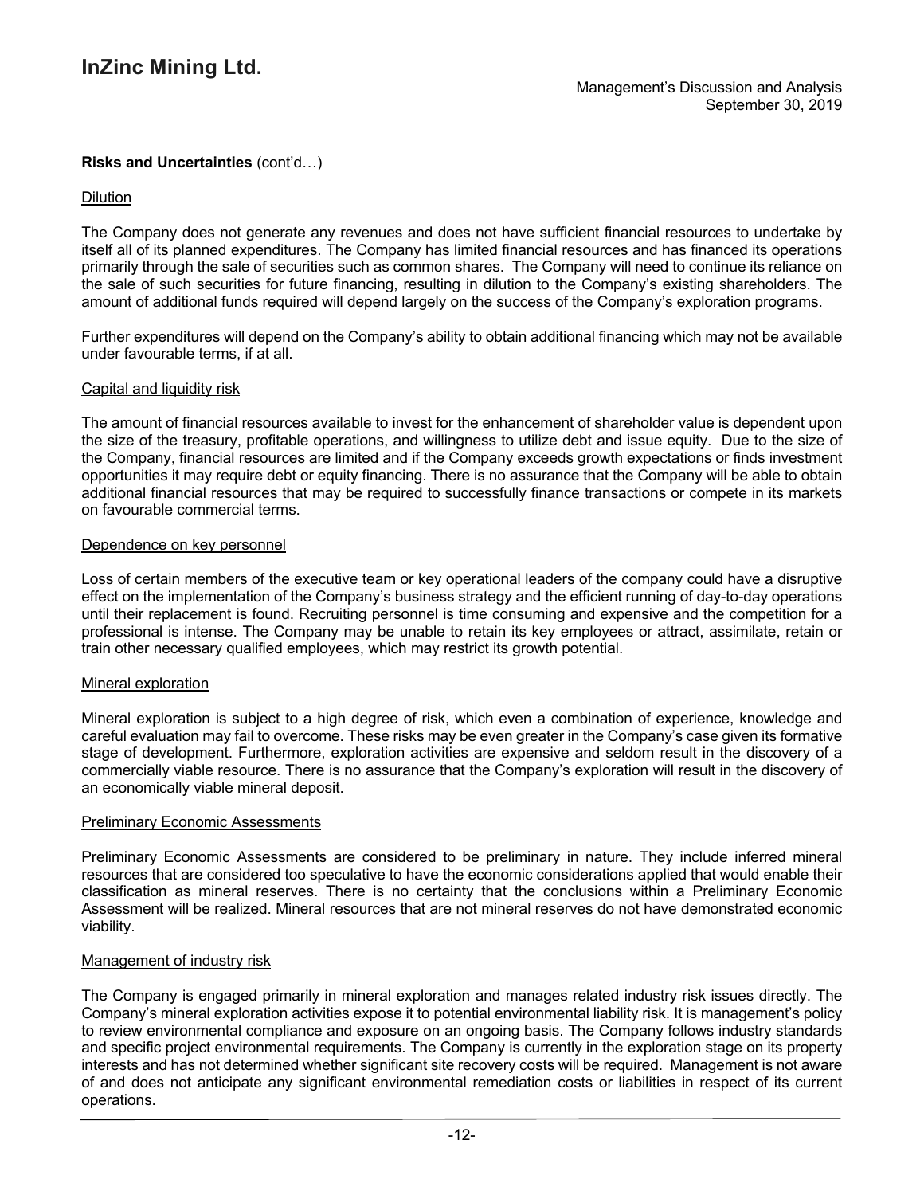**Risks and Uncertainties** (cont'd…)

Dilution

The Company does not generate any revenues and does not have sufficient financial resources to undertake by itself all of its planned expenditures. The Company has limited financial resources and has financed its operations primarily through the sale of securities such as common shares. The Company will need to continue its reliance on the sale of such securities for future financing, resulting in dilution to the Company's existing shareholders. The amount of additional funds required will depend largely on the success of the Company's exploration programs.

Further expenditures will depend on the Company's ability to obtain additional financing which may not be available under favourable terms, if at all.

Capital and liquidity risk

The amount of financial resources available to invest for the enhancement of shareholder value is dependent upon the size of the treasury, profitable operations, and willingness to utilize debt and issue equity. Due to the size of the Company, financial resources are limited and if the Company exceeds growth expectations or finds investment opportunities it may require debt or equity financing. There is no assurance that the Company will be able to obtain additional financial resources that may be required to successfully finance transactions or compete in its markets on favourable commercial terms.

Dependence on key personnel

Loss of certain members of the executive team or key operational leaders of the company could have a disruptive effect on the implementation of the Company's business strategy and the efficient running of day-to-day operations until their replacement is found. Recruiting personnel is time consuming and expensive and the competition for a professional is intense. The Company may be unable to retain its key employees or attract, assimilate, retain or train other necessary qualified employees, which may restrict its growth potential.

Mineral exploration

Mineral exploration is subject to a high degree of risk, which even a combination of experience, knowledge and careful evaluation may fail to overcome. These risks may be even greater in the Company's case given its formative stage of development. Furthermore, exploration activities are expensive and seldom result in the discovery of a commercially viable resource. There is no assurance that the Company's exploration will result in the discovery of an economically viable mineral deposit.

Preliminary Economic Assessments

Preliminary Economic Assessments are considered to be preliminary in nature. They include inferred mineral resources that are considered too speculative to have the economic considerations applied that would enable their classification as mineral reserves. There is no certainty that the conclusions within a Preliminary Economic Assessment will be realized. Mineral resources that are not mineral reserves do not have demonstrated economic viability.

Management of industry risk

The Company is engaged primarily in mineral exploration and manages related industry risk issues directly. The Company's mineral exploration activities expose it to potential environmental liability risk. It is management's policy to review environmental compliance and exposure on an ongoing basis. The Company follows industry standards and specific project environmental requirements. The Company is currently in the exploration stage on its property interests and has not determined whether significant site recovery costs will be required. Management is not aware of and does not anticipate any significant environmental remediation costs or liabilities in respect of its current operations.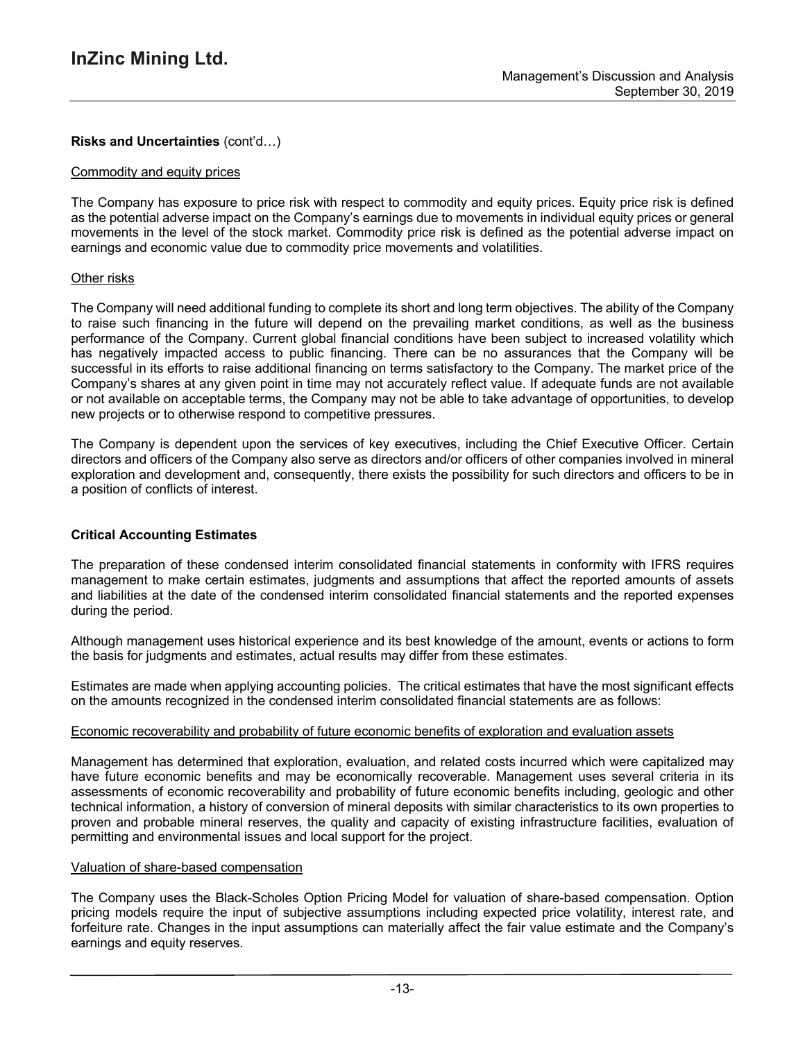**Risks and Uncertainties** (cont'd…)

Commodity and equity prices

The Company has exposure to price risk with respect to commodity and equity prices. Equity price risk is defined as the potential adverse impact on the Company's earnings due to movements in individual equity prices or general movements in the level of the stock market. Commodity price risk is defined as the potential adverse impact on earnings and economic value due to commodity price movements and volatilities.

Other risks

The Company will need additional funding to complete its short and long term objectives. The ability of the Company to raise such financing in the future will depend on the prevailing market conditions, as well as the business performance of the Company. Current global financial conditions have been subject to increased volatility which has negatively impacted access to public financing. There can be no assurances that the Company will be successful in its efforts to raise additional financing on terms satisfactory to the Company. The market price of the Company's shares at any given point in time may not accurately reflect value. If adequate funds are not available or not available on acceptable terms, the Company may not be able to take advantage of opportunities, to develop new projects or to otherwise respond to competitive pressures.

The Company is dependent upon the services of key executives, including the Chief Executive Officer. Certain directors and officers of the Company also serve as directors and/or officers of other companies involved in mineral exploration and development and, consequently, there exists the possibility for such directors and officers to be in a position of conflicts of interest.

**Critical Accounting Estimates**

The preparation of these condensed interim consolidated financial statements in conformity with IFRS requires management to make certain estimates, judgments and assumptions that affect the reported amounts of assets and liabilities at the date of the condensed interim consolidated financial statements and the reported expenses during the period.

Although management uses historical experience and its best knowledge of the amount, events or actions to form the basis for judgments and estimates, actual results may differ from these estimates.

Estimates are made when applying accounting policies. The critical estimates that have the most significant effects on the amounts recognized in the condensed interim consolidated financial statements are as follows:

Economic recoverability and probability of future economic benefits of exploration and evaluation assets

Management has determined that exploration, evaluation, and related costs incurred which were capitalized may have future economic benefits and may be economically recoverable. Management uses several criteria in its assessments of economic recoverability and probability of future economic benefits including, geologic and other technical information, a history of conversion of mineral deposits with similar characteristics to its own properties to proven and probable mineral reserves, the quality and capacity of existing infrastructure facilities, evaluation of permitting and environmental issues and local support for the project.

Valuation of share-based compensation

The Company uses the Black-Scholes Option Pricing Model for valuation of share-based compensation. Option pricing models require the input of subjective assumptions including expected price volatility, interest rate, and forfeiture rate. Changes in the input assumptions can materially affect the fair value estimate and the Company's earnings and equity reserves.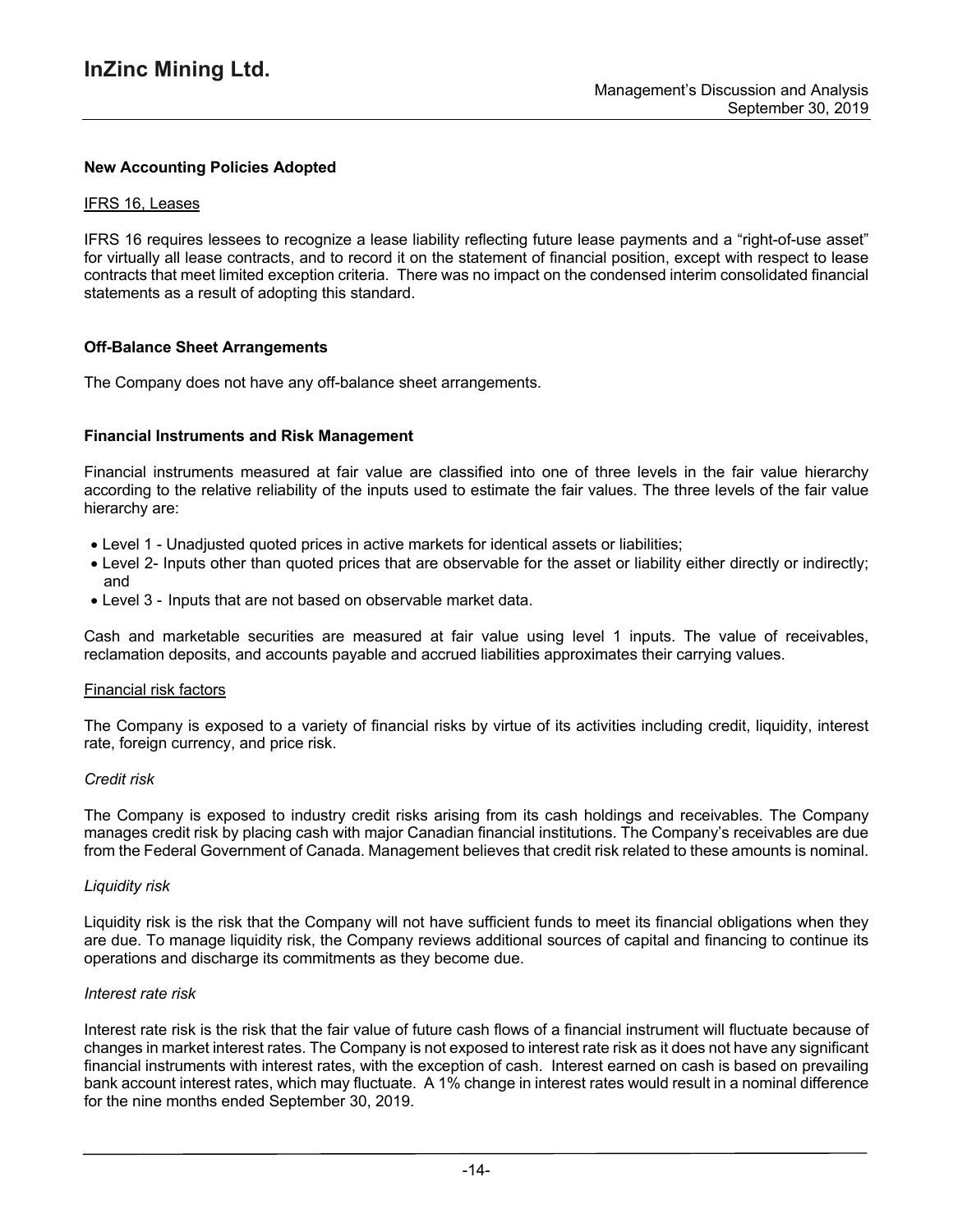## New Accounting Policies Adopted

IFRS 16, Leases

IFRS 16 requires lessees to recognize a lease liability reflecting future lease payments and a "right-of-use asset" for virtually all lease contracts, and to record it on the statement of financial position, except with respect to lease contracts that meet limited exception criteria. There was no impact on the condensed interim consolidated financial statements as a result of adopting this standard.

## Off-Balance Sheet Arrangements

The Company does not have any off-balance sheet arrangements.

## Financial Instruments and Risk Management

Financial instruments measured at fair value are classified into one of three levels in the fair value hierarchy according to the relative reliability of the inputs used to estimate the fair values. The three levels of the fair value hierarchy are:

- Level 1 - Unadjusted quoted prices in active markets for identical assets or liabilities;
- Level 2- Inputs other than quoted prices that are observable for the asset or liability either directly or indirectly; and
- Level 3 - Inputs that are not based on observable market data.

Cash and marketable securities are measured at fair value using level 1 inputs. The value of receivables, reclamation deposits, and accounts payable and accrued liabilities approximates their carrying values.

Financial risk factors

The Company is exposed to a variety of financial risks by virtue of its activities including credit, liquidity, interest rate, foreign currency, and price risk.

*Credit risk*

The Company is exposed to industry credit risks arising from its cash holdings and receivables. The Company manages credit risk by placing cash with major Canadian financial institutions. The Company's receivables are due from the Federal Government of Canada. Management believes that credit risk related to these amounts is nominal.

*Liquidity risk*

Liquidity risk is the risk that the Company will not have sufficient funds to meet its financial obligations when they are due. To manage liquidity risk, the Company reviews additional sources of capital and financing to continue its operations and discharge its commitments as they become due.

*Interest rate risk*

Interest rate risk is the risk that the fair value of future cash flows of a financial instrument will fluctuate because of changes in market interest rates. The Company is not exposed to interest rate risk as it does not have any significant financial instruments with interest rates, with the exception of cash. Interest earned on cash is based on prevailing bank account interest rates, which may fluctuate. A 1% change in interest rates would result in a nominal difference for the nine months ended September 30, 2019.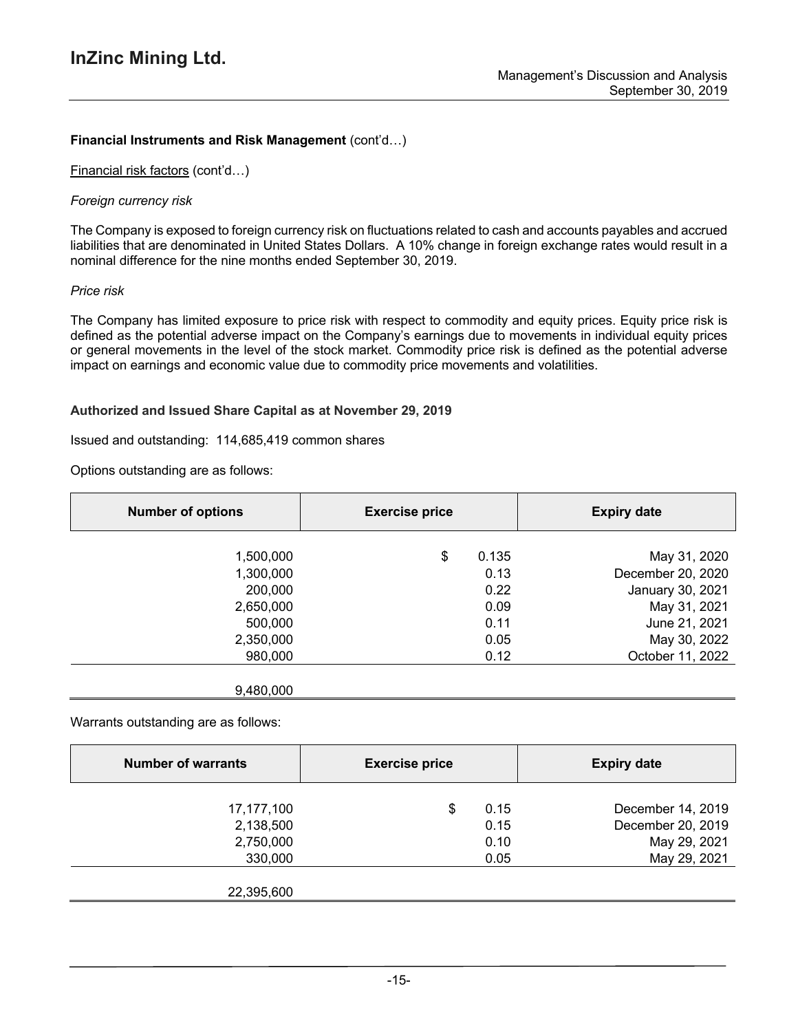**Financial Instruments and Risk Management** (cont'd…)

Financial risk factors (cont'd…)

*Foreign currency risk*

The Company is exposed to foreign currency risk on fluctuations related to cash and accounts payables and accrued liabilities that are denominated in United States Dollars. A 10% change in foreign exchange rates would result in a nominal difference for the nine months ended September 30, 2019.

*Price risk*

The Company has limited exposure to price risk with respect to commodity and equity prices. Equity price risk is defined as the potential adverse impact on the Company's earnings due to movements in individual equity prices or general movements in the level of the stock market. Commodity price risk is defined as the potential adverse impact on earnings and economic value due to commodity price movements and volatilities.

**Authorized and Issued Share Capital as at November 29, 2019**

Issued and outstanding: 114,685,419 common shares

Options outstanding are as follows:

| Number of options | Exercise price | Expiry date |
|---|---|---|
| 1,500,000 | $ 0.135 | May 31, 2020 |
| 1,300,000 | 0.13 | December 20, 2020 |
| 200,000 | 0.22 | January 30, 2021 |
| 2,650,000 | 0.09 | May 31, 2021 |
| 500,000 | 0.11 | June 21, 2021 |
| 2,350,000 | 0.05 | May 30, 2022 |
| 980,000 | 0.12 | October 11, 2022 |
| 9,480,000 | | |

Warrants outstanding are as follows:

| Number of warrants | Exercise price | Expiry date |
|---|---|---|
| 17,177,100 | $ 0.15 | December 14, 2019 |
| 2,138,500 | 0.15 | December 20, 2019 |
| 2,750,000 | 0.10 | May 29, 2021 |
| 330,000 | 0.05 | May 29, 2021 |
| 22,395,600 | | |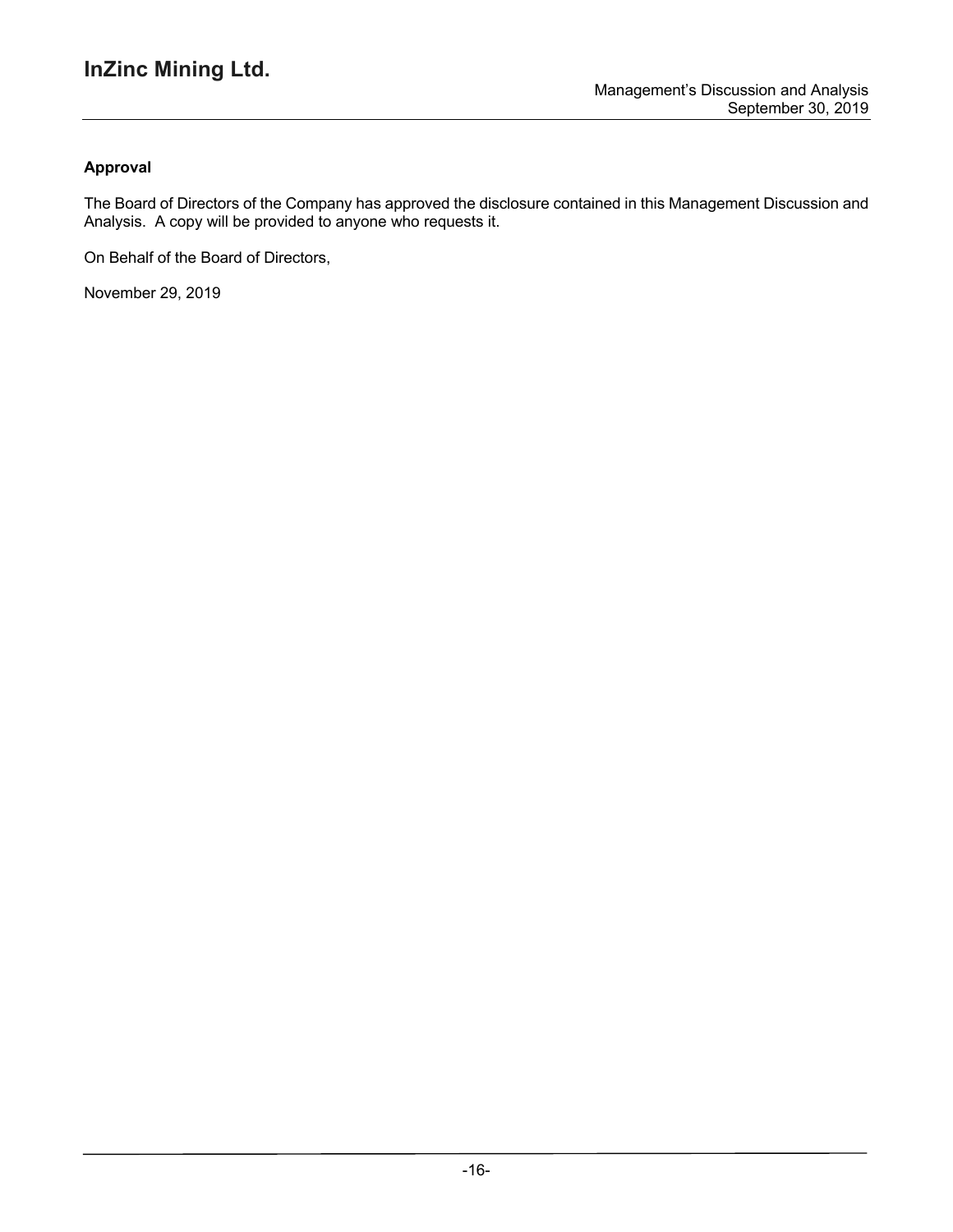**Approval**

The Board of Directors of the Company has approved the disclosure contained in this Management Discussion and Analysis. A copy will be provided to anyone who requests it.

On Behalf of the Board of Directors,

November 29, 2019